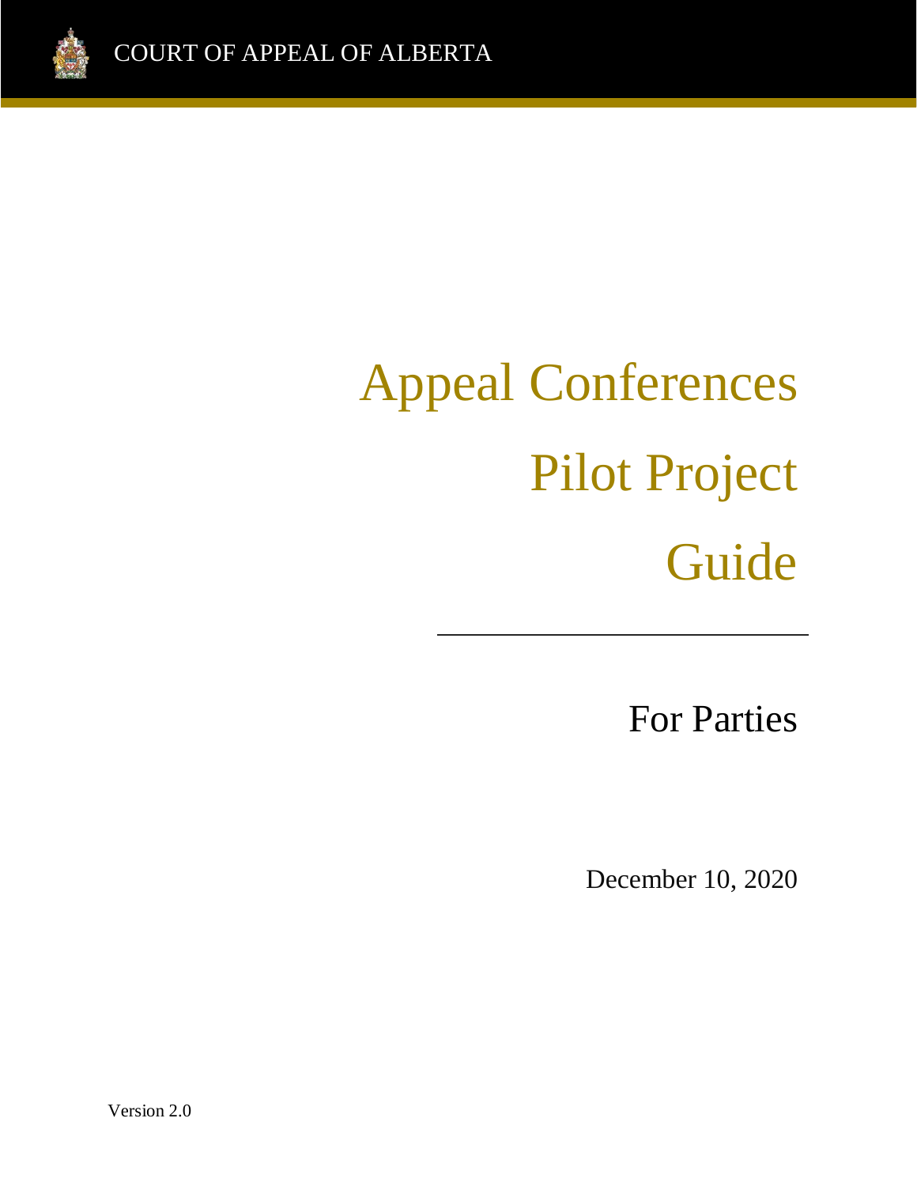COURT OF APPEAL OF ALBERTA

# Appeal Conferences Pilot Project Guide

## For Parties

December 10, 2020

Version 2.0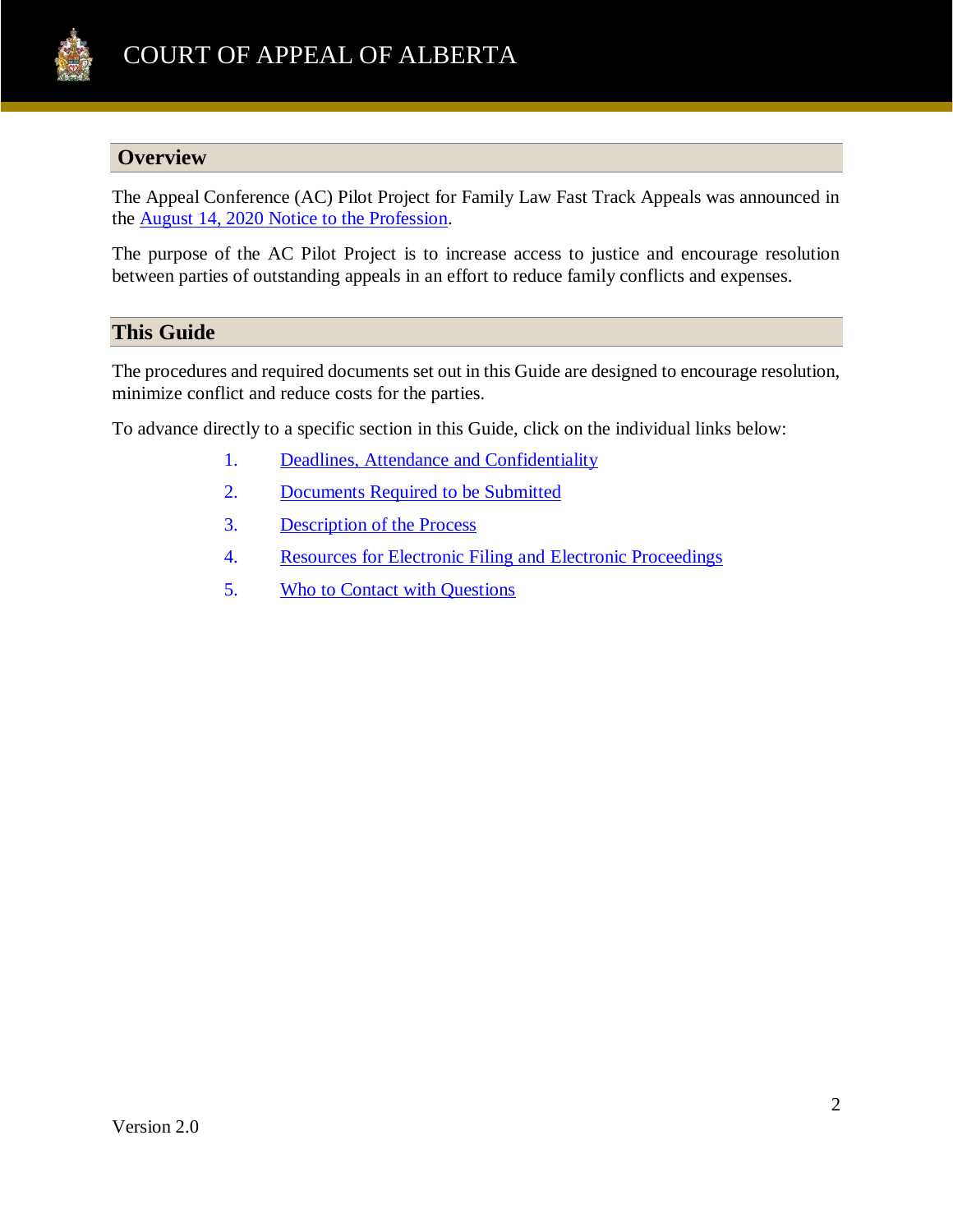## Overview

The Appeal Conference (AC) Pilot Project for Family Law Fast Track Appeals was announced in the August 14, 2020 Notice to the Profession.

The purpose of the AC Pilot Project is to increase access to justice and encourage resolution between parties of outstanding appeals in an effort to reduce family conflicts and expenses.

## This Guide

The procedures and required documents set out in this Guide are designed to encourage resolution, minimize conflict and reduce costs for the parties.

To advance directly to a specific section in this Guide, click on the individual links below:

1. Deadlines, Attendance and Confidentiality
2. Documents Required to be Submitted
3. Description of the Process
4. Resources for Electronic Filing and Electronic Proceedings
5. Who to Contact with Questions

Version 2.0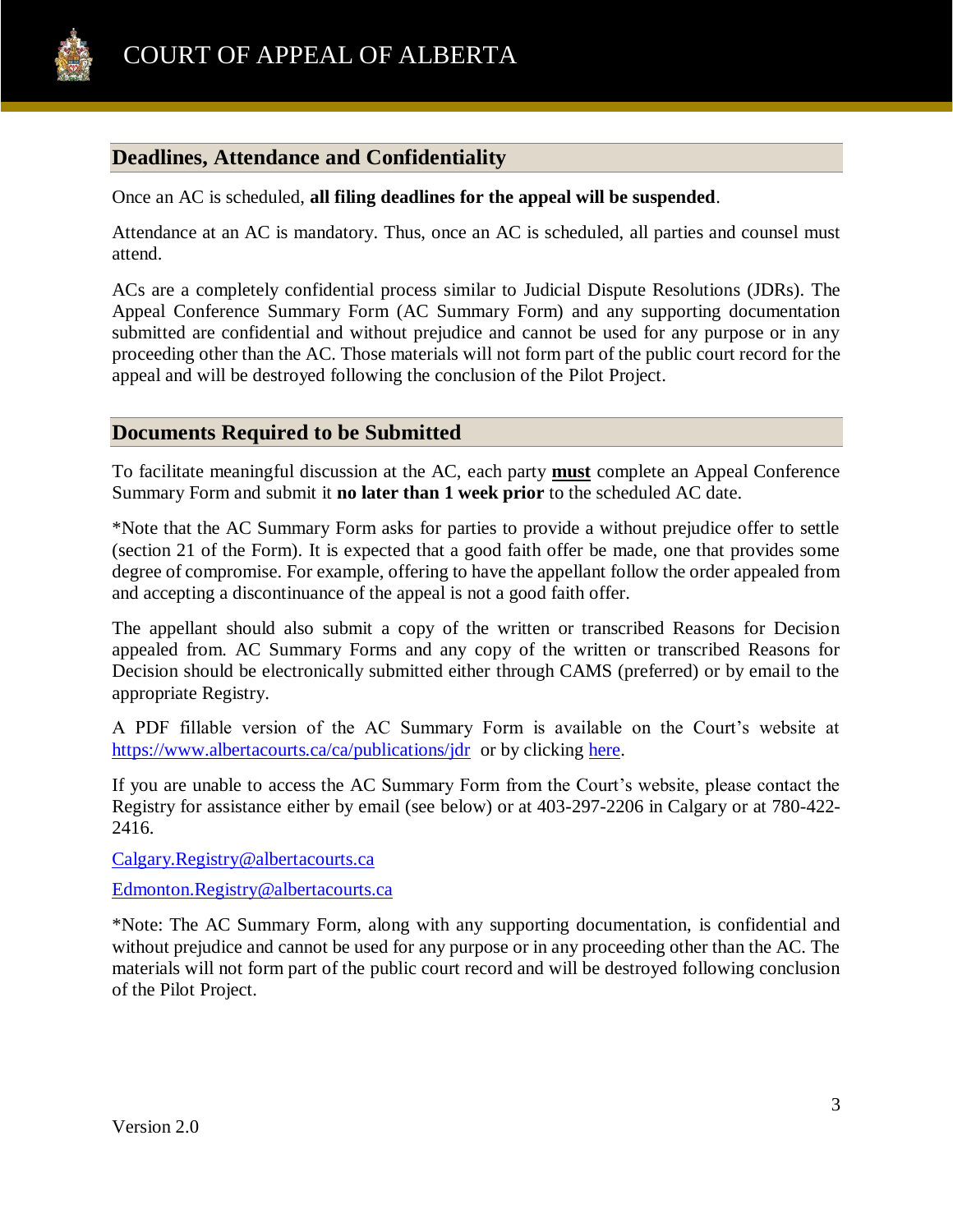## Deadlines, Attendance and Confidentiality

Once an AC is scheduled, **all filing deadlines for the appeal will be suspended**.

Attendance at an AC is mandatory. Thus, once an AC is scheduled, all parties and counsel must attend.

ACs are a completely confidential process similar to Judicial Dispute Resolutions (JDRs). The Appeal Conference Summary Form (AC Summary Form) and any supporting documentation submitted are confidential and without prejudice and cannot be used for any purpose or in any proceeding other than the AC. Those materials will not form part of the public court record for the appeal and will be destroyed following the conclusion of the Pilot Project.

## Documents Required to be Submitted

To facilitate meaningful discussion at the AC, each party **must** complete an Appeal Conference Summary Form and submit it **no later than 1 week prior** to the scheduled AC date.

*Note that the AC Summary Form asks for parties to provide a without prejudice offer to settle (section 21 of the Form). It is expected that a good faith offer be made, one that provides some degree of compromise. For example, offering to have the appellant follow the order appealed from and accepting a discontinuance of the appeal is not a good faith offer.

The appellant should also submit a copy of the written or transcribed Reasons for Decision appealed from. AC Summary Forms and any copy of the written or transcribed Reasons for Decision should be electronically submitted either through CAMS (preferred) or by email to the appropriate Registry.

A PDF fillable version of the AC Summary Form is available on the Court's website at https://www.albertacourts.ca/ca/publications/jdr or by clicking here.

If you are unable to access the AC Summary Form from the Court's website, please contact the Registry for assistance either by email (see below) or at 403-297-2206 in Calgary or at 780-422-2416.

Calgary.Registry@albertacourts.ca

Edmonton.Registry@albertacourts.ca

*Note: The AC Summary Form, along with any supporting documentation, is confidential and without prejudice and cannot be used for any purpose or in any proceeding other than the AC. The materials will not form part of the public court record and will be destroyed following conclusion of the Pilot Project.

Version 2.0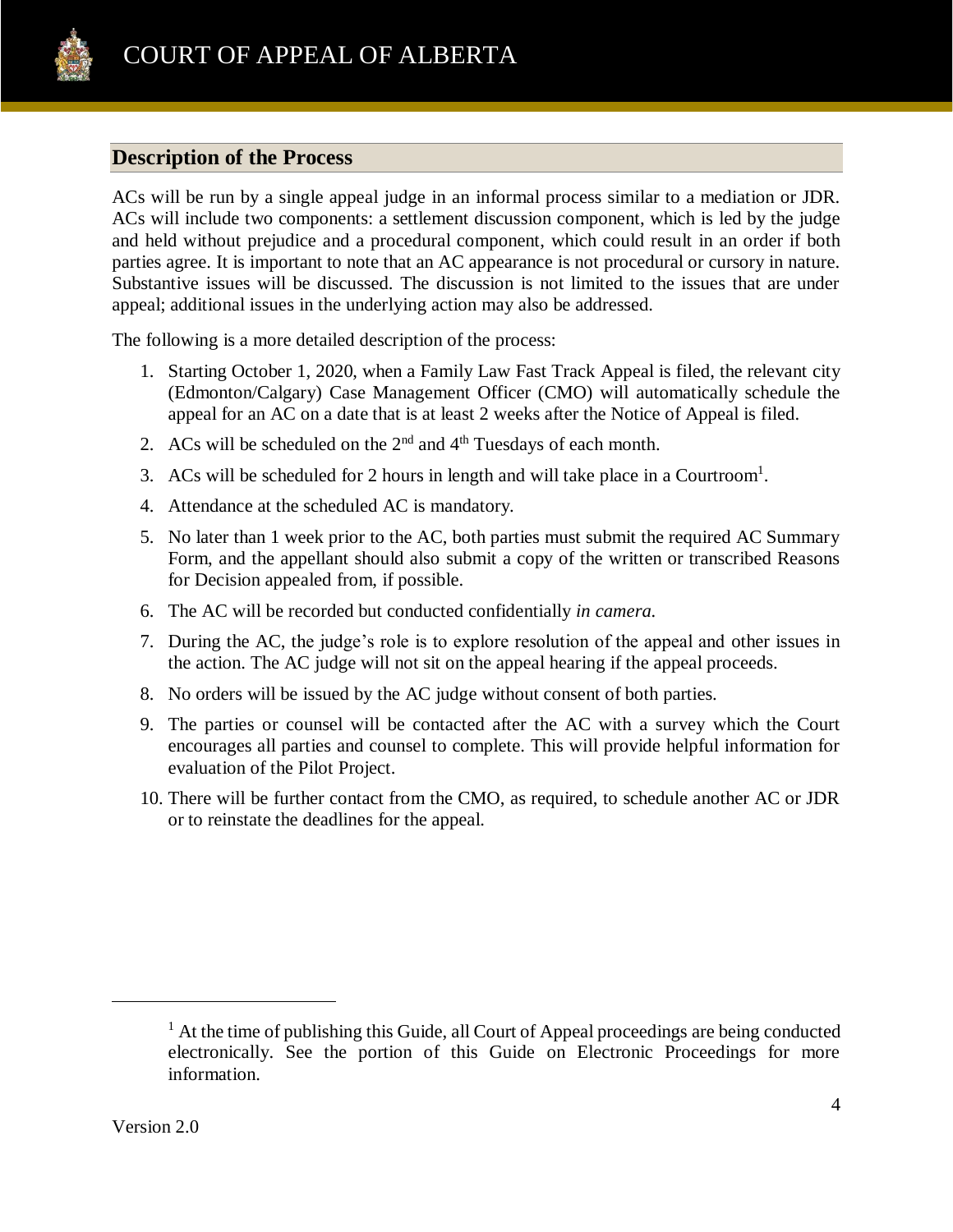## Description of the Process

ACs will be run by a single appeal judge in an informal process similar to a mediation or JDR. ACs will include two components: a settlement discussion component, which is led by the judge and held without prejudice and a procedural component, which could result in an order if both parties agree. It is important to note that an AC appearance is not procedural or cursory in nature. Substantive issues will be discussed. The discussion is not limited to the issues that are under appeal; additional issues in the underlying action may also be addressed.

The following is a more detailed description of the process:

1. Starting October 1, 2020, when a Family Law Fast Track Appeal is filed, the relevant city (Edmonton/Calgary) Case Management Officer (CMO) will automatically schedule the appeal for an AC on a date that is at least 2 weeks after the Notice of Appeal is filed.
2. ACs will be scheduled on the 2nd and 4th Tuesdays of each month.
3. ACs will be scheduled for 2 hours in length and will take place in a Courtroom[1].
4. Attendance at the scheduled AC is mandatory.
5. No later than 1 week prior to the AC, both parties must submit the required AC Summary Form, and the appellant should also submit a copy of the written or transcribed Reasons for Decision appealed from, if possible.
6. The AC will be recorded but conducted confidentially *in camera.*
7. During the AC, the judge's role is to explore resolution of the appeal and other issues in the action. The AC judge will not sit on the appeal hearing if the appeal proceeds.
8. No orders will be issued by the AC judge without consent of both parties.
9. The parties or counsel will be contacted after the AC with a survey which the Court encourages all parties and counsel to complete. This will provide helpful information for evaluation of the Pilot Project.
10. There will be further contact from the CMO, as required, to schedule another AC or JDR or to reinstate the deadlines for the appeal.

[1] At the time of publishing this Guide, all Court of Appeal proceedings are being conducted electronically. See the portion of this Guide on Electronic Proceedings for more information.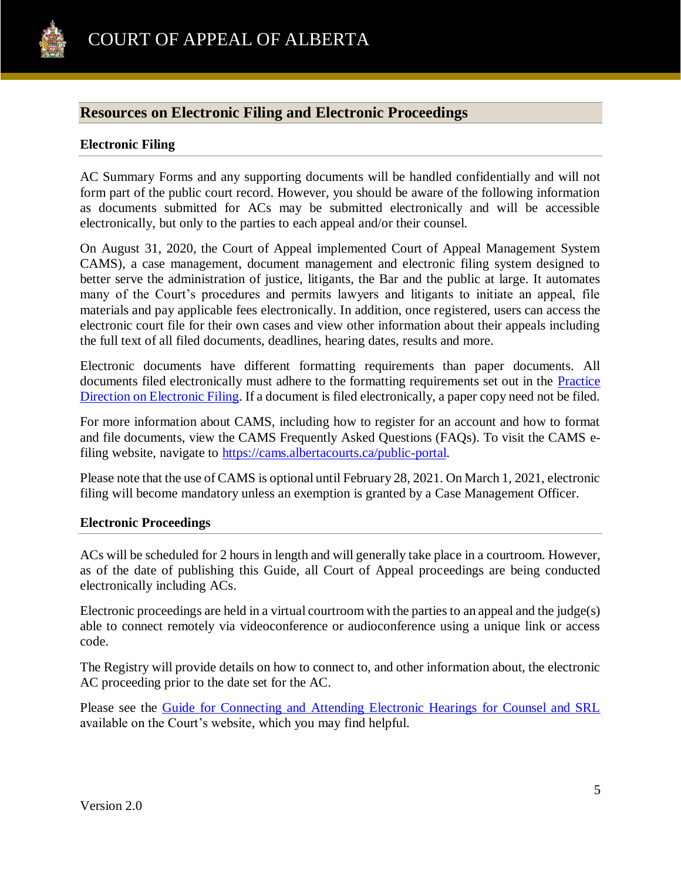## Resources on Electronic Filing and Electronic Proceedings

### Electronic Filing

AC Summary Forms and any supporting documents will be handled confidentially and will not form part of the public court record. However, you should be aware of the following information as documents submitted for ACs may be submitted electronically and will be accessible electronically, but only to the parties to each appeal and/or their counsel.

On August 31, 2020, the Court of Appeal implemented Court of Appeal Management System CAMS), a case management, document management and electronic filing system designed to better serve the administration of justice, litigants, the Bar and the public at large. It automates many of the Court's procedures and permits lawyers and litigants to initiate an appeal, file materials and pay applicable fees electronically. In addition, once registered, users can access the electronic court file for their own cases and view other information about their appeals including the full text of all filed documents, deadlines, hearing dates, results and more.

Electronic documents have different formatting requirements than paper documents. All documents filed electronically must adhere to the formatting requirements set out in the Practice Direction on Electronic Filing. If a document is filed electronically, a paper copy need not be filed.

For more information about CAMS, including how to register for an account and how to format and file documents, view the CAMS Frequently Asked Questions (FAQs). To visit the CAMS e-filing website, navigate to https://cams.albertacourts.ca/public-portal.

Please note that the use of CAMS is optional until February 28, 2021. On March 1, 2021, electronic filing will become mandatory unless an exemption is granted by a Case Management Officer.

### Electronic Proceedings

ACs will be scheduled for 2 hours in length and will generally take place in a courtroom. However, as of the date of publishing this Guide, all Court of Appeal proceedings are being conducted electronically including ACs.

Electronic proceedings are held in a virtual courtroom with the parties to an appeal and the judge(s) able to connect remotely via videoconference or audioconference using a unique link or access code.

The Registry will provide details on how to connect to, and other information about, the electronic AC proceeding prior to the date set for the AC.

Please see the Guide for Connecting and Attending Electronic Hearings for Counsel and SRL available on the Court's website, which you may find helpful.

Version 2.0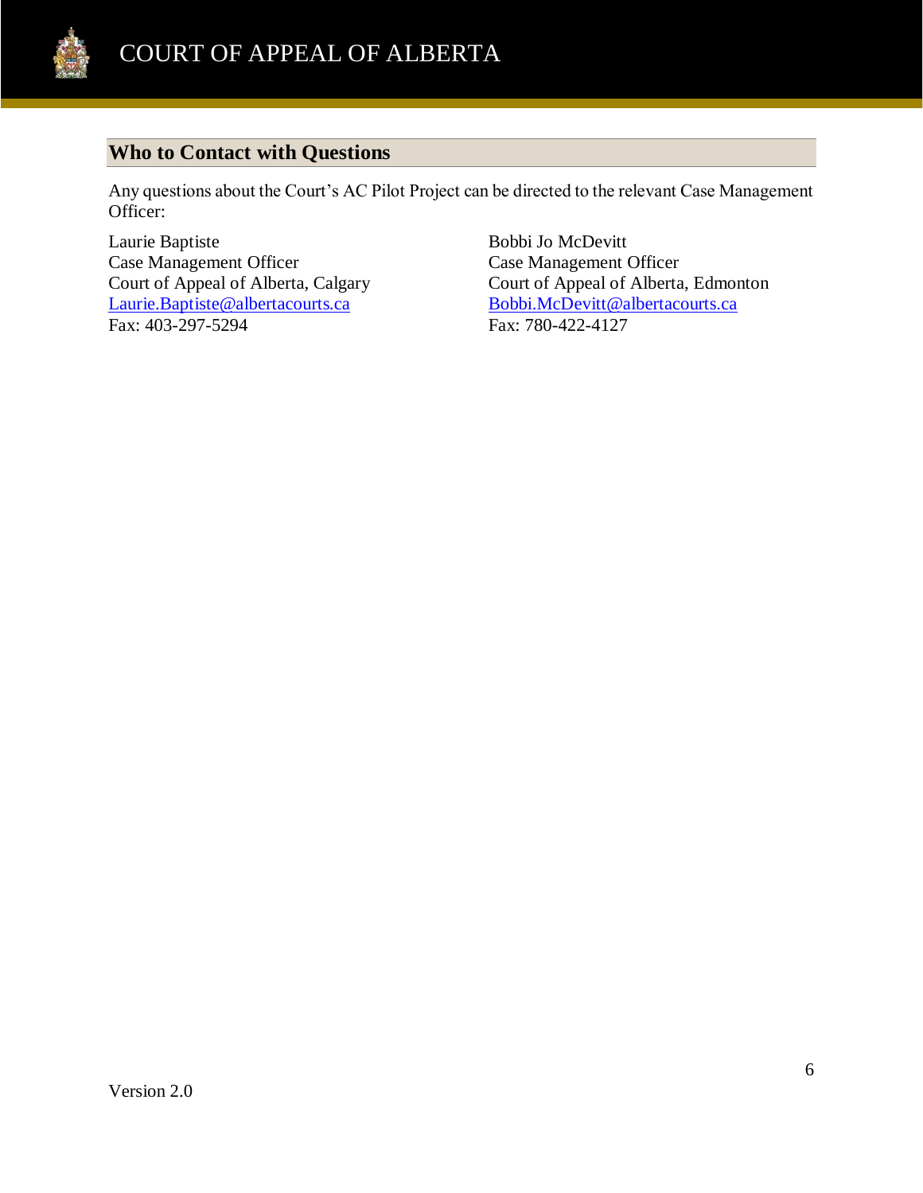## Who to Contact with Questions

Any questions about the Court's AC Pilot Project can be directed to the relevant Case Management Officer:

Laurie Baptiste
Case Management Officer
Court of Appeal of Alberta, Calgary
Laurie.Baptiste@albertacourts.ca
Fax: 403-297-5294

Bobbi Jo McDevitt
Case Management Officer
Court of Appeal of Alberta, Edmonton
Bobbi.McDevitt@albertacourts.ca
Fax: 780-422-4127